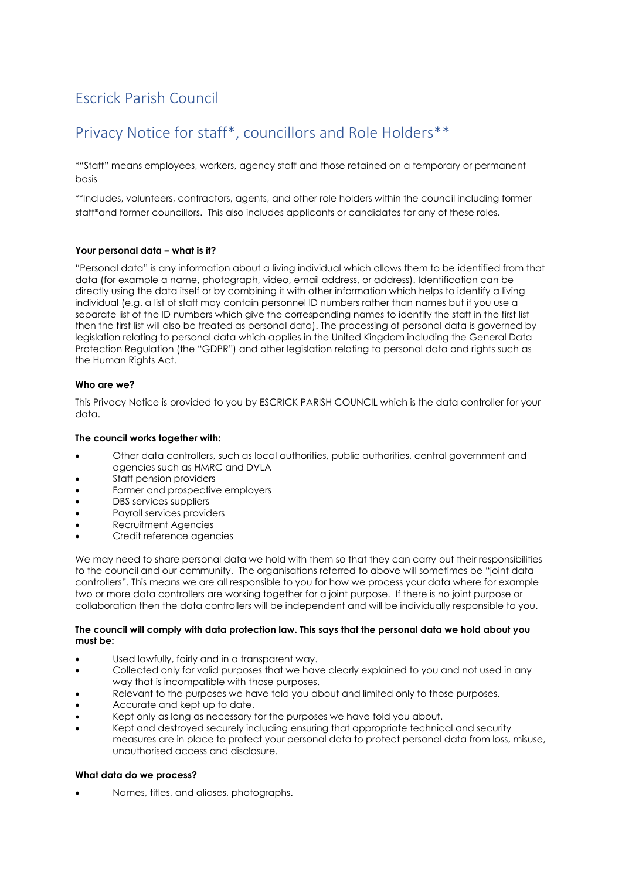# Escrick Parish Council

## Privacy Notice for staff*, councillors and Role Holders**

*"Staff" means employees, workers, agency staff and those retained on a temporary or permanent basis

**Includes, volunteers, contractors, agents, and other role holders within the council including former staff*and former councillors. This also includes applicants or candidates for any of these roles.

**Your personal data – what is it?**

"Personal data" is any information about a living individual which allows them to be identified from that data (for example a name, photograph, video, email address, or address). Identification can be directly using the data itself or by combining it with other information which helps to identify a living individual (e.g. a list of staff may contain personnel ID numbers rather than names but if you use a separate list of the ID numbers which give the corresponding names to identify the staff in the first list then the first list will also be treated as personal data). The processing of personal data is governed by legislation relating to personal data which applies in the United Kingdom including the General Data Protection Regulation (the "GDPR") and other legislation relating to personal data and rights such as the Human Rights Act.

**Who are we?**

This Privacy Notice is provided to you by ESCRICK PARISH COUNCIL which is the data controller for your data.

**The council works together with:**

- Other data controllers, such as local authorities, public authorities, central government and agencies such as HMRC and DVLA
- Staff pension providers
- Former and prospective employers
- DBS services suppliers
- Payroll services providers
- Recruitment Agencies
- Credit reference agencies

We may need to share personal data we hold with them so that they can carry out their responsibilities to the council and our community. The organisations referred to above will sometimes be "joint data controllers". This means we are all responsible to you for how we process your data where for example two or more data controllers are working together for a joint purpose. If there is no joint purpose or collaboration then the data controllers will be independent and will be individually responsible to you.

**The council will comply with data protection law. This says that the personal data we hold about you must be:**

- Used lawfully, fairly and in a transparent way.
- Collected only for valid purposes that we have clearly explained to you and not used in any way that is incompatible with those purposes.
- Relevant to the purposes we have told you about and limited only to those purposes.
- Accurate and kept up to date.
- Kept only as long as necessary for the purposes we have told you about.
- Kept and destroyed securely including ensuring that appropriate technical and security measures are in place to protect your personal data to protect personal data from loss, misuse, unauthorised access and disclosure.

**What data do we process?**

- Names, titles, and aliases, photographs.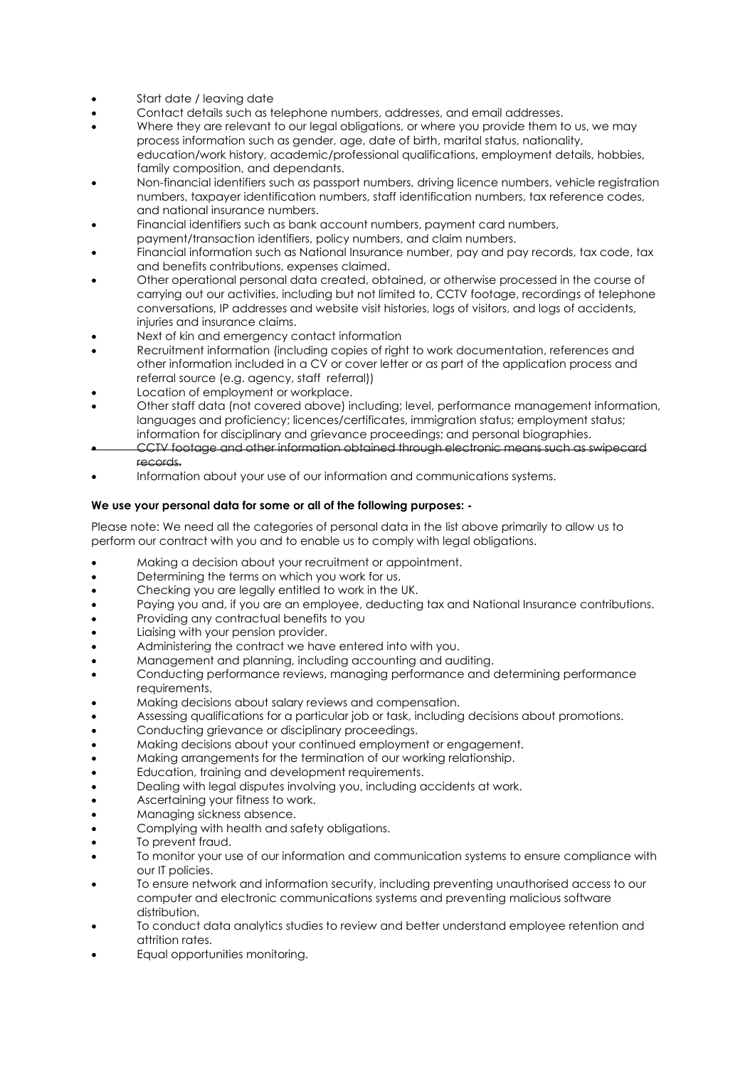- Start date / leaving date
- Contact details such as telephone numbers, addresses, and email addresses.
- Where they are relevant to our legal obligations, or where you provide them to us, we may process information such as gender, age, date of birth, marital status, nationality, education/work history, academic/professional qualifications, employment details, hobbies, family composition, and dependants.
- Non-financial identifiers such as passport numbers, driving licence numbers, vehicle registration numbers, taxpayer identification numbers, staff identification numbers, tax reference codes, and national insurance numbers.
- Financial identifiers such as bank account numbers, payment card numbers, payment/transaction identifiers, policy numbers, and claim numbers.
- Financial information such as National Insurance number, pay and pay records, tax code, tax and benefits contributions, expenses claimed.
- Other operational personal data created, obtained, or otherwise processed in the course of carrying out our activities, including but not limited to, CCTV footage, recordings of telephone conversations, IP addresses and website visit histories, logs of visitors, and logs of accidents, injuries and insurance claims.
- Next of kin and emergency contact information
- Recruitment information (including copies of right to work documentation, references and other information included in a CV or cover letter or as part of the application process and referral source (e.g. agency, staff referral))
- Location of employment or workplace.
- Other staff data (not covered above) including; level, performance management information, languages and proficiency; licences/certificates, immigration status; employment status; information for disciplinary and grievance proceedings; and personal biographies.
- ~~CCTV footage and other information obtained through electronic means such as swipecard records.~~
- Information about your use of our information and communications systems.

**We use your personal data for some or all of the following purposes: -**

Please note: We need all the categories of personal data in the list above primarily to allow us to perform our contract with you and to enable us to comply with legal obligations.

- Making a decision about your recruitment or appointment.
- Determining the terms on which you work for us.
- Checking you are legally entitled to work in the UK.
- Paying you and, if you are an employee, deducting tax and National Insurance contributions.
- Providing any contractual benefits to you
- Liaising with your pension provider.
- Administering the contract we have entered into with you.
- Management and planning, including accounting and auditing.
- Conducting performance reviews, managing performance and determining performance requirements.
- Making decisions about salary reviews and compensation.
- Assessing qualifications for a particular job or task, including decisions about promotions.
- Conducting grievance or disciplinary proceedings.
- Making decisions about your continued employment or engagement.
- Making arrangements for the termination of our working relationship.
- Education, training and development requirements.
- Dealing with legal disputes involving you, including accidents at work.
- Ascertaining your fitness to work.
- Managing sickness absence.
- Complying with health and safety obligations.
- To prevent fraud.
- To monitor your use of our information and communication systems to ensure compliance with our IT policies.
- To ensure network and information security, including preventing unauthorised access to our computer and electronic communications systems and preventing malicious software distribution.
- To conduct data analytics studies to review and better understand employee retention and attrition rates.
- Equal opportunities monitoring.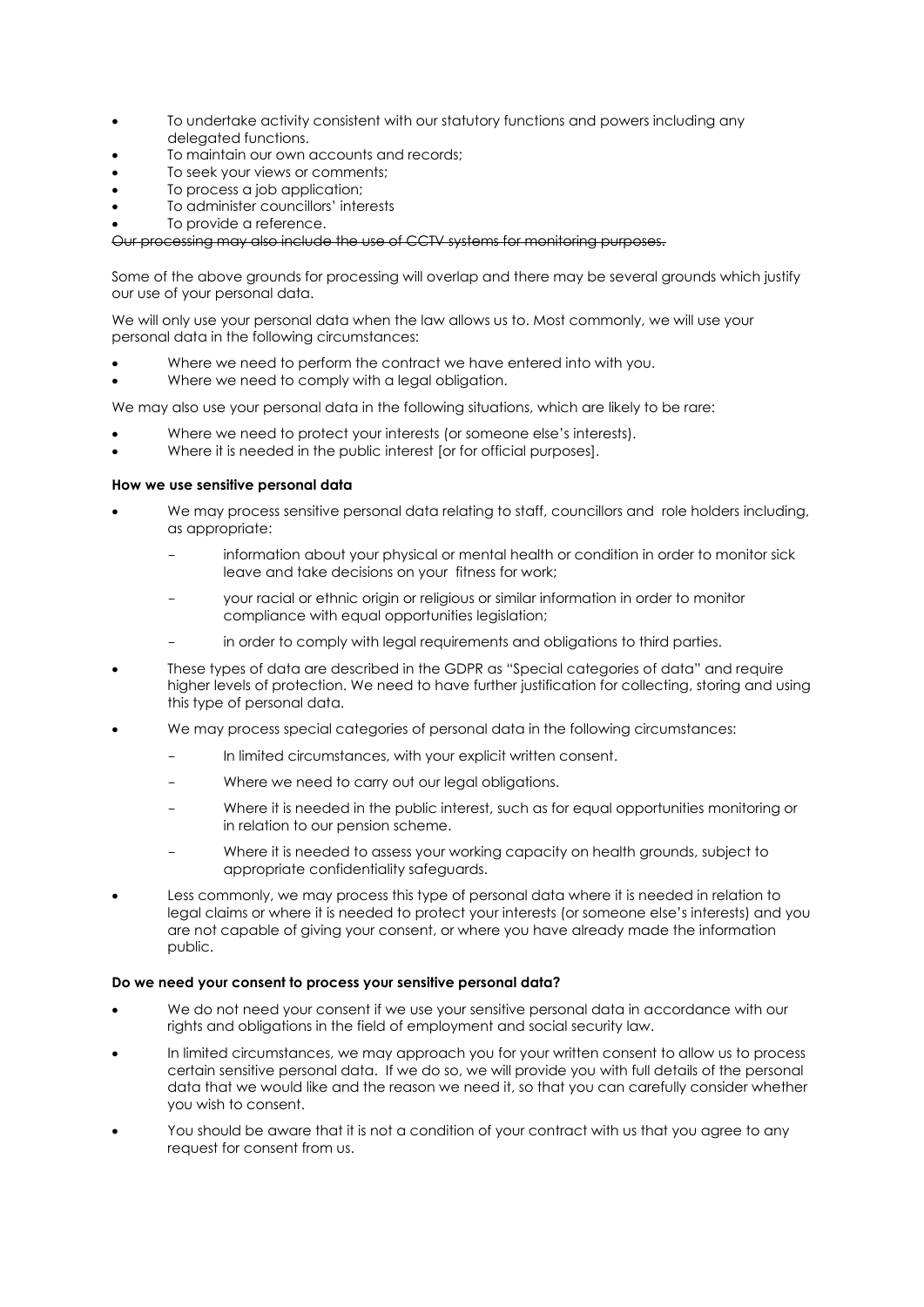- To undertake activity consistent with our statutory functions and powers including any delegated functions.
- To maintain our own accounts and records;
- To seek your views or comments;
- To process a job application;
- To administer councillors' interests
- To provide a reference.

~~Our processing may also include the use of CCTV systems for monitoring purposes.~~

Some of the above grounds for processing will overlap and there may be several grounds which justify our use of your personal data.

We will only use your personal data when the law allows us to. Most commonly, we will use your personal data in the following circumstances:

- Where we need to perform the contract we have entered into with you.
- Where we need to comply with a legal obligation.

We may also use your personal data in the following situations, which are likely to be rare:

- Where we need to protect your interests (or someone else's interests).
- Where it is needed in the public interest [or for official purposes].

**How we use sensitive personal data**

- We may process sensitive personal data relating to staff, councillors and role holders including, as appropriate:
  - information about your physical or mental health or condition in order to monitor sick leave and take decisions on your fitness for work;
  - your racial or ethnic origin or religious or similar information in order to monitor compliance with equal opportunities legislation;
  - in order to comply with legal requirements and obligations to third parties.
- These types of data are described in the GDPR as "Special categories of data" and require higher levels of protection. We need to have further justification for collecting, storing and using this type of personal data.
- We may process special categories of personal data in the following circumstances:
  - In limited circumstances, with your explicit written consent.
  - Where we need to carry out our legal obligations.
  - Where it is needed in the public interest, such as for equal opportunities monitoring or in relation to our pension scheme.
  - Where it is needed to assess your working capacity on health grounds, subject to appropriate confidentiality safeguards.
- Less commonly, we may process this type of personal data where it is needed in relation to legal claims or where it is needed to protect your interests (or someone else's interests) and you are not capable of giving your consent, or where you have already made the information public.

**Do we need your consent to process your sensitive personal data?**

- We do not need your consent if we use your sensitive personal data in accordance with our rights and obligations in the field of employment and social security law.
- In limited circumstances, we may approach you for your written consent to allow us to process certain sensitive personal data. If we do so, we will provide you with full details of the personal data that we would like and the reason we need it, so that you can carefully consider whether you wish to consent.
- You should be aware that it is not a condition of your contract with us that you agree to any request for consent from us.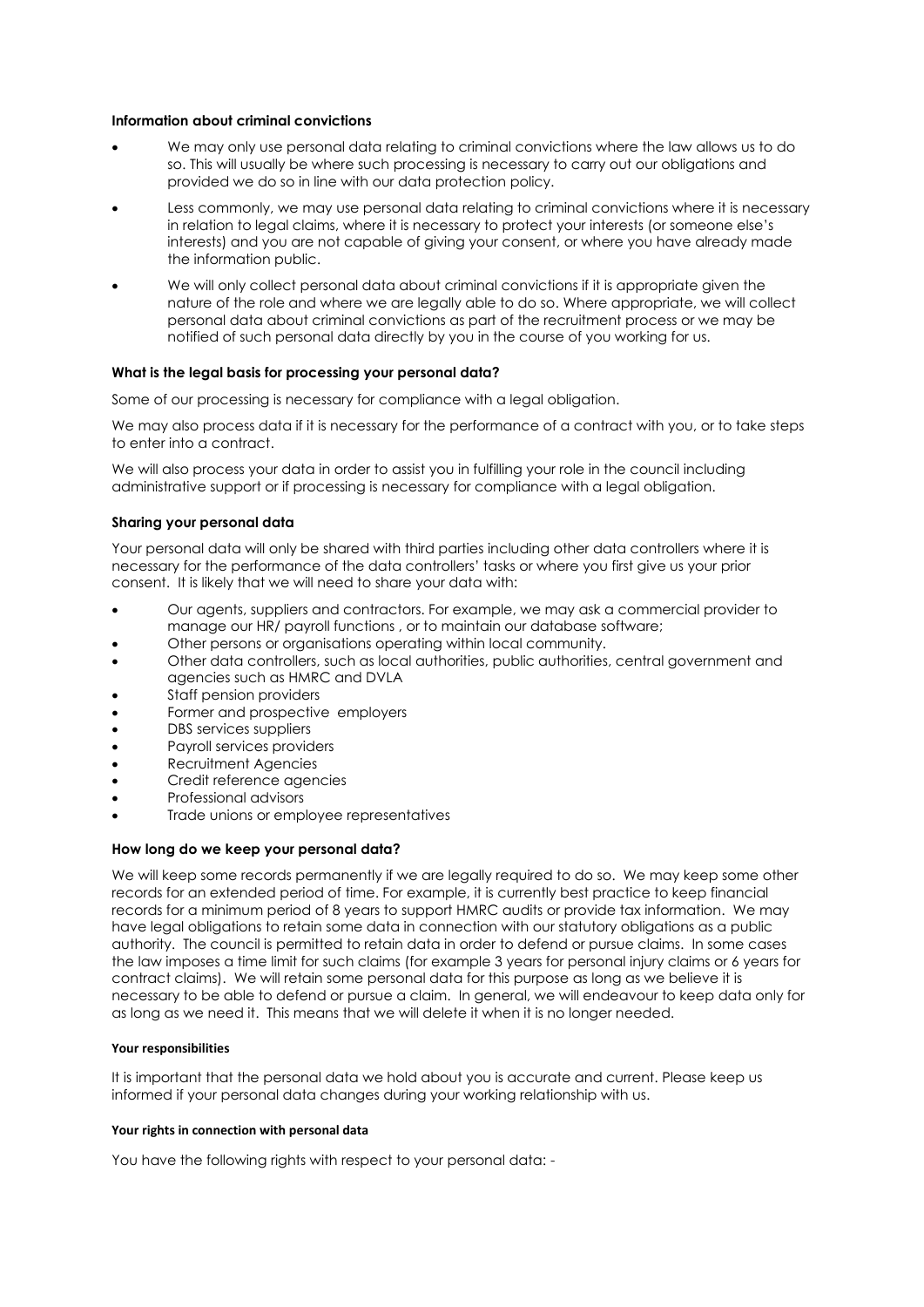**Information about criminal convictions**

- We may only use personal data relating to criminal convictions where the law allows us to do so. This will usually be where such processing is necessary to carry out our obligations and provided we do so in line with our data protection policy.
- Less commonly, we may use personal data relating to criminal convictions where it is necessary in relation to legal claims, where it is necessary to protect your interests (or someone else's interests) and you are not capable of giving your consent, or where you have already made the information public.
- We will only collect personal data about criminal convictions if it is appropriate given the nature of the role and where we are legally able to do so. Where appropriate, we will collect personal data about criminal convictions as part of the recruitment process or we may be notified of such personal data directly by you in the course of you working for us.

**What is the legal basis for processing your personal data?**

Some of our processing is necessary for compliance with a legal obligation.

We may also process data if it is necessary for the performance of a contract with you, or to take steps to enter into a contract.

We will also process your data in order to assist you in fulfilling your role in the council including administrative support or if processing is necessary for compliance with a legal obligation.

**Sharing your personal data**

Your personal data will only be shared with third parties including other data controllers where it is necessary for the performance of the data controllers' tasks or where you first give us your prior consent. It is likely that we will need to share your data with:

- Our agents, suppliers and contractors. For example, we may ask a commercial provider to manage our HR/ payroll functions , or to maintain our database software;
- Other persons or organisations operating within local community.
- Other data controllers, such as local authorities, public authorities, central government and agencies such as HMRC and DVLA
- Staff pension providers
- Former and prospective employers
- DBS services suppliers
- Payroll services providers
- Recruitment Agencies
- Credit reference agencies
- Professional advisors
- Trade unions or employee representatives

**How long do we keep your personal data?**

We will keep some records permanently if we are legally required to do so. We may keep some other records for an extended period of time. For example, it is currently best practice to keep financial records for a minimum period of 8 years to support HMRC audits or provide tax information. We may have legal obligations to retain some data in connection with our statutory obligations as a public authority. The council is permitted to retain data in order to defend or pursue claims. In some cases the law imposes a time limit for such claims (for example 3 years for personal injury claims or 6 years for contract claims). We will retain some personal data for this purpose as long as we believe it is necessary to be able to defend or pursue a claim. In general, we will endeavour to keep data only for as long as we need it. This means that we will delete it when it is no longer needed.

**Your responsibilities**

It is important that the personal data we hold about you is accurate and current. Please keep us informed if your personal data changes during your working relationship with us.

**Your rights in connection with personal data**

You have the following rights with respect to your personal data: -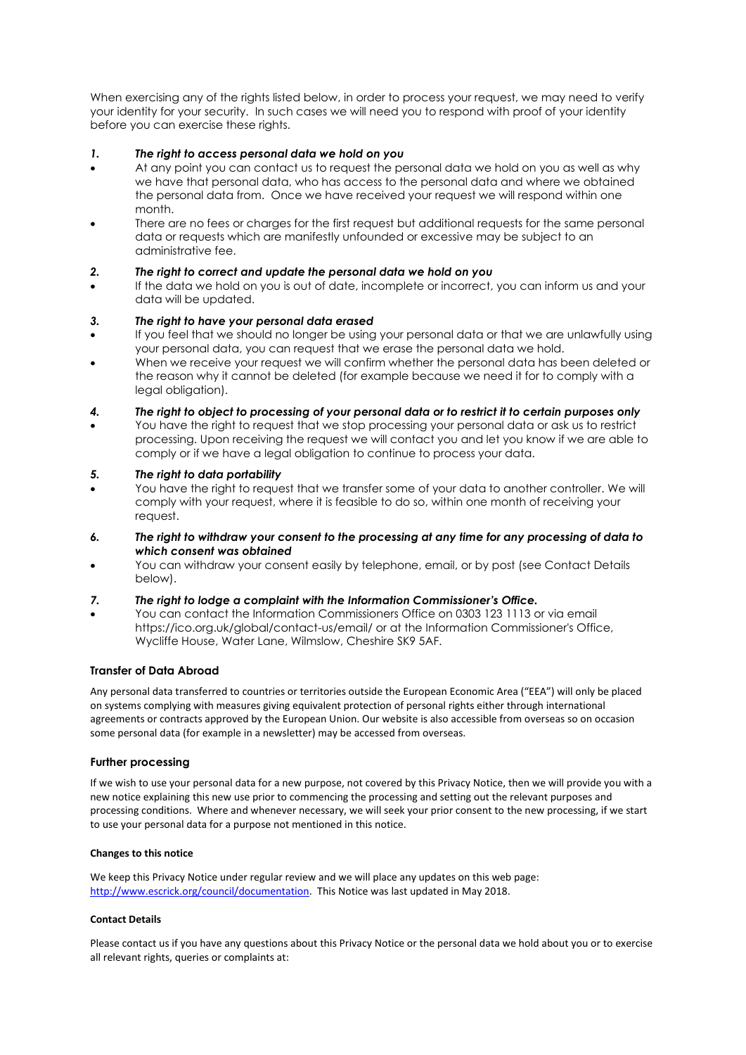When exercising any of the rights listed below, in order to process your request, we may need to verify your identity for your security. In such cases we will need you to respond with proof of your identity before you can exercise these rights.

***1. The right to access personal data we hold on you***

- At any point you can contact us to request the personal data we hold on you as well as why we have that personal data, who has access to the personal data and where we obtained the personal data from. Once we have received your request we will respond within one month.
- There are no fees or charges for the first request but additional requests for the same personal data or requests which are manifestly unfounded or excessive may be subject to an administrative fee.

***2. The right to correct and update the personal data we hold on you***

- If the data we hold on you is out of date, incomplete or incorrect, you can inform us and your data will be updated.

***3. The right to have your personal data erased***

- If you feel that we should no longer be using your personal data or that we are unlawfully using your personal data, you can request that we erase the personal data we hold.
- When we receive your request we will confirm whether the personal data has been deleted or the reason why it cannot be deleted (for example because we need it for to comply with a legal obligation).

***4. The right to object to processing of your personal data or to restrict it to certain purposes only***

- You have the right to request that we stop processing your personal data or ask us to restrict processing. Upon receiving the request we will contact you and let you know if we are able to comply or if we have a legal obligation to continue to process your data.

***5. The right to data portability***

- You have the right to request that we transfer some of your data to another controller. We will comply with your request, where it is feasible to do so, within one month of receiving your request.

***6. The right to withdraw your consent to the processing at any time for any processing of data to which consent was obtained***

- You can withdraw your consent easily by telephone, email, or by post (see Contact Details below).

***7. The right to lodge a complaint with the Information Commissioner's Office.***

- You can contact the Information Commissioners Office on 0303 123 1113 or via email https://ico.org.uk/global/contact-us/email/ or at the Information Commissioner's Office, Wycliffe House, Water Lane, Wilmslow, Cheshire SK9 5AF.

### Transfer of Data Abroad

Any personal data transferred to countries or territories outside the European Economic Area ("EEA") will only be placed on systems complying with measures giving equivalent protection of personal rights either through international agreements or contracts approved by the European Union. Our website is also accessible from overseas so on occasion some personal data (for example in a newsletter) may be accessed from overseas.

### Further processing

If we wish to use your personal data for a new purpose, not covered by this Privacy Notice, then we will provide you with a new notice explaining this new use prior to commencing the processing and setting out the relevant purposes and processing conditions. Where and whenever necessary, we will seek your prior consent to the new processing, if we start to use your personal data for a purpose not mentioned in this notice.

#### Changes to this notice

We keep this Privacy Notice under regular review and we will place any updates on this web page: [http://www.escrick.org/council/documentation](http://www.escrick.org/council/documentation). This Notice was last updated in May 2018.

#### Contact Details

Please contact us if you have any questions about this Privacy Notice or the personal data we hold about you or to exercise all relevant rights, queries or complaints at: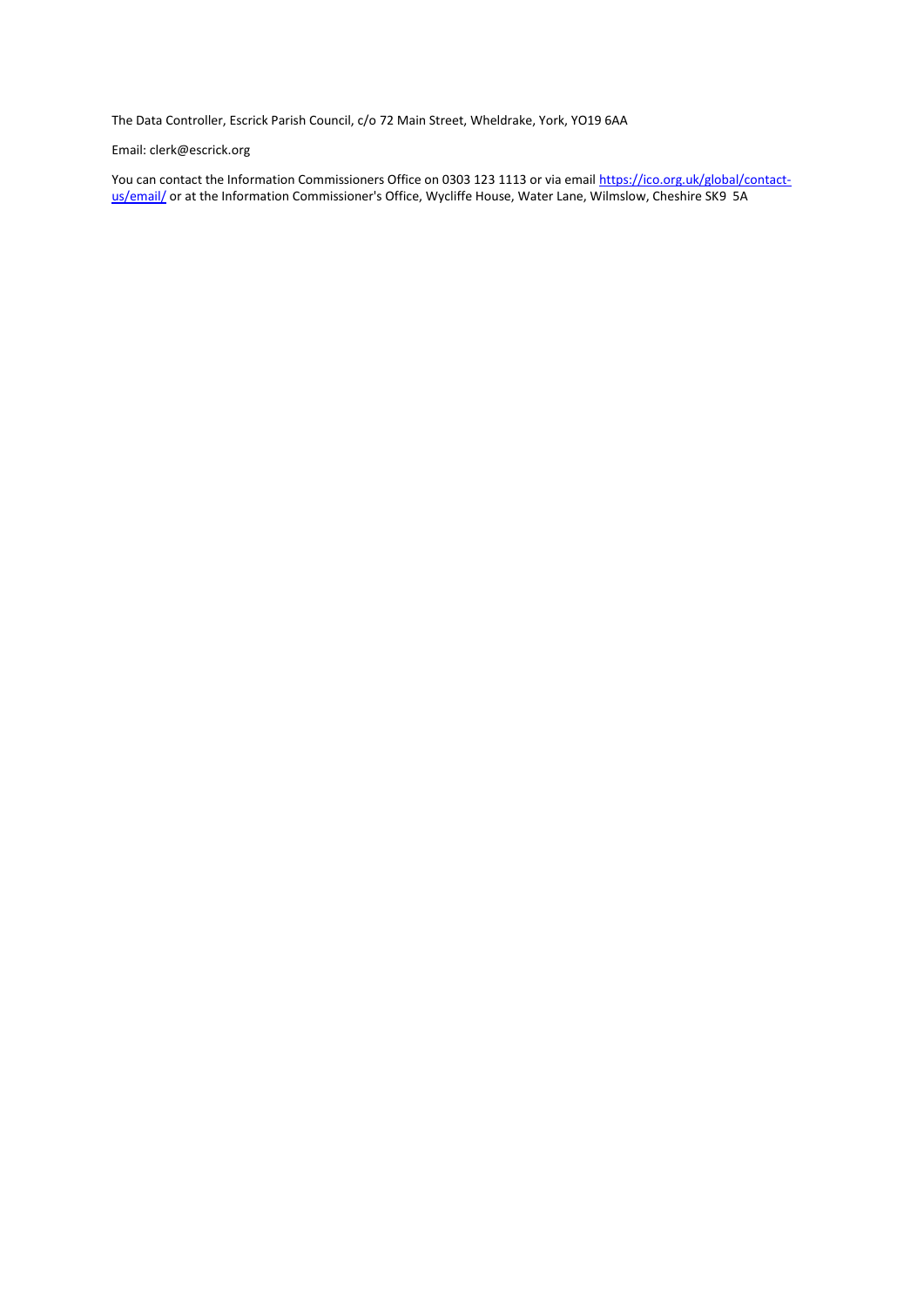The Data Controller, Escrick Parish Council, c/o 72 Main Street, Wheldrake, York, YO19 6AA

Email: clerk@escrick.org

You can contact the Information Commissioners Office on 0303 123 1113 or via email [https://ico.org.uk/global/contact-us/email/](https://ico.org.uk/global/contact-us/email/) or at the Information Commissioner's Office, Wycliffe House, Water Lane, Wilmslow, Cheshire SK9 5A